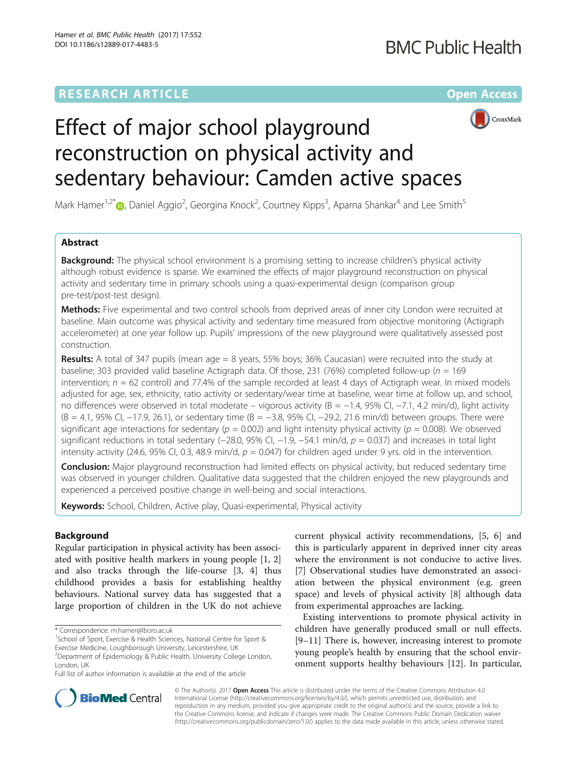**RESEARCH ARTICLE** **Open Access**

# Effect of major school playground reconstruction on physical activity and sedentary behaviour: Camden active spaces

Mark Hamer[1,2*], Daniel Aggio[2], Georgina Knock[2], Courtney Kipps[3], Aparna Shankar[4] and Lee Smith[5]

## Abstract

**Background:** The physical school environment is a promising setting to increase children's physical activity although robust evidence is sparse. We examined the effects of major playground reconstruction on physical activity and sedentary time in primary schools using a quasi-experimental design (comparison group pre-test/post-test design).

**Methods:** Five experimental and two control schools from deprived areas of inner city London were recruited at baseline. Main outcome was physical activity and sedentary time measured from objective monitoring (Actigraph accelerometer) at one year follow up. Pupils' impressions of the new playground were qualitatively assessed post construction.

**Results:** A total of 347 pupils (mean age = 8 years, 55% boys; 36% Caucasian) were recruited into the study at baseline; 303 provided valid baseline Actigraph data. Of those, 231 (76%) completed follow-up ($n = 169$ intervention; $n = 62$ control) and 77.4% of the sample recorded at least 4 days of Actigraph wear. In mixed models adjusted for age, sex, ethnicity, ratio activity or sedentary/wear time at baseline, wear time at follow up, and school, no differences were observed in total moderate – vigorous activity (B = −1.4, 95% CI, −7.1, 4.2 min/d), light activity (B = 4.1, 95% CI, −17.9, 26.1), or sedentary time (B = −3.8, 95% CI, −29.2, 21.6 min/d) between groups. There were significant age interactions for sedentary ($p = 0.002$) and light intensity physical activity ($p = 0.008$). We observed significant reductions in total sedentary (−28.0, 95% CI, −1.9, −54.1 min/d, $p = 0.037$) and increases in total light intensity activity (24.6, 95% CI, 0.3, 48.9 min/d, $p = 0.047$) for children aged under 9 yrs. old in the intervention.

**Conclusion:** Major playground reconstruction had limited effects on physical activity, but reduced sedentary time was observed in younger children. Qualitative data suggested that the children enjoyed the new playgrounds and experienced a perceived positive change in well-being and social interactions.

**Keywords:** School, Children, Active play, Quasi-experimental, Physical activity

## Background

Regular participation in physical activity has been associated with positive health markers in young people [1, 2] and also tracks through the life-course [3, 4] thus childhood provides a basis for establishing healthy behaviours. National survey data has suggested that a large proportion of children in the UK do not achieve current physical activity recommendations, [5, 6] and this is particularly apparent in deprived inner city areas where the environment is not conducive to active lives. [7] Observational studies have demonstrated an association between the physical environment (e.g. green space) and levels of physical activity [8] although data from experimental approaches are lacking.

Existing interventions to promote physical activity in children have generally produced small or null effects. [9–11] There is, however, increasing interest to promote young people's health by ensuring that the school environment supports healthy behaviours [12]. In particular,

\* Correspondence: m.hamer@lboro.ac.uk
[1]School of Sport, Exercise & Health Sciences, National Centre for Sport & Exercise Medicine, Loughborough University, Leicestershire, UK
[2]Department of Epidemiology & Public Health, University College London, London, UK
Full list of author information is available at the end of the article

© The Author(s). 2017 **Open Access** This article is distributed under the terms of the Creative Commons Attribution 4.0 International License (http://creativecommons.org/licenses/by/4.0/), which permits unrestricted use, distribution, and reproduction in any medium, provided you give appropriate credit to the original author(s) and the source, provide a link to the Creative Commons license, and indicate if changes were made. The Creative Commons Public Domain Dedication waiver (http://creativecommons.org/publicdomain/zero/1.0/) applies to the data made available in this article, unless otherwise stated.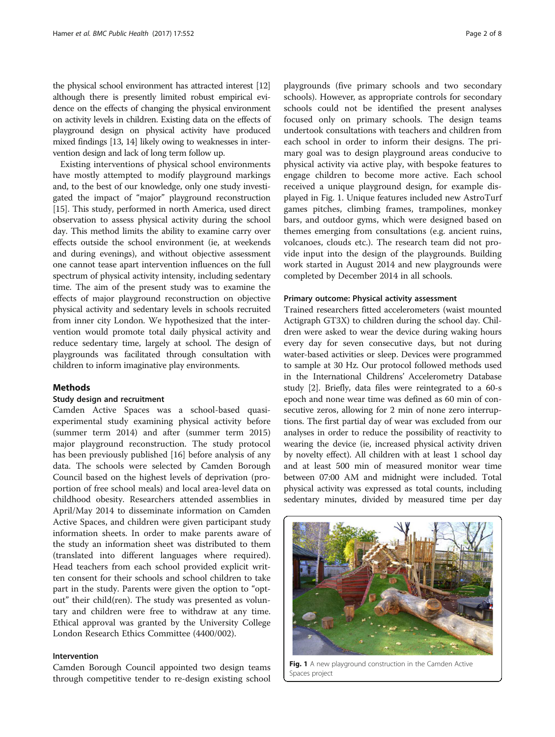the physical school environment has attracted interest [12] although there is presently limited robust empirical evidence on the effects of changing the physical environment on activity levels in children. Existing data on the effects of playground design on physical activity have produced mixed findings [13, 14] likely owing to weaknesses in intervention design and lack of long term follow up.

Existing interventions of physical school environments have mostly attempted to modify playground markings and, to the best of our knowledge, only one study investigated the impact of "major" playground reconstruction [15]. This study, performed in north America, used direct observation to assess physical activity during the school day. This method limits the ability to examine carry over effects outside the school environment (ie, at weekends and during evenings), and without objective assessment one cannot tease apart intervention influences on the full spectrum of physical activity intensity, including sedentary time. The aim of the present study was to examine the effects of major playground reconstruction on objective physical activity and sedentary levels in schools recruited from inner city London. We hypothesized that the intervention would promote total daily physical activity and reduce sedentary time, largely at school. The design of playgrounds was facilitated through consultation with children to inform imaginative play environments.

## Methods

### Study design and recruitment

Camden Active Spaces was a school-based quasi-experimental study examining physical activity before (summer term 2014) and after (summer term 2015) major playground reconstruction. The study protocol has been previously published [16] before analysis of any data. The schools were selected by Camden Borough Council based on the highest levels of deprivation (proportion of free school meals) and local area-level data on childhood obesity. Researchers attended assemblies in April/May 2014 to disseminate information on Camden Active Spaces, and children were given participant study information sheets. In order to make parents aware of the study an information sheet was distributed to them (translated into different languages where required). Head teachers from each school provided explicit written consent for their schools and school children to take part in the study. Parents were given the option to "opt-out" their child(ren). The study was presented as voluntary and children were free to withdraw at any time. Ethical approval was granted by the University College London Research Ethics Committee (4400/002).

### Intervention

Camden Borough Council appointed two design teams through competitive tender to re-design existing school playgrounds (five primary schools and two secondary schools). However, as appropriate controls for secondary schools could not be identified the present analyses focused only on primary schools. The design teams undertook consultations with teachers and children from each school in order to inform their designs. The primary goal was to design playground areas conducive to physical activity via active play, with bespoke features to engage children to become more active. Each school received a unique playground design, for example displayed in Fig. 1. Unique features included new AstroTurf games pitches, climbing frames, trampolines, monkey bars, and outdoor gyms, which were designed based on themes emerging from consultations (e.g. ancient ruins, volcanoes, clouds etc.). The research team did not provide input into the design of the playgrounds. Building work started in August 2014 and new playgrounds were completed by December 2014 in all schools.

### Primary outcome: Physical activity assessment

Trained researchers fitted accelerometers (waist mounted Actigraph GT3X) to children during the school day. Children were asked to wear the device during waking hours every day for seven consecutive days, but not during water-based activities or sleep. Devices were programmed to sample at 30 Hz. Our protocol followed methods used in the International Childrens' Accelerometry Database study [2]. Briefly, data files were reintegrated to a 60-s epoch and none wear time was defined as 60 min of consecutive zeros, allowing for 2 min of none zero interruptions. The first partial day of wear was excluded from our analyses in order to reduce the possibility of reactivity to wearing the device (ie, increased physical activity driven by novelty effect). All children with at least 1 school day and at least 500 min of measured monitor wear time between 07:00 AM and midnight were included. Total physical activity was expressed as total counts, including sedentary minutes, divided by measured time per day

**Fig. 1** A new playground construction in the Camden Active Spaces project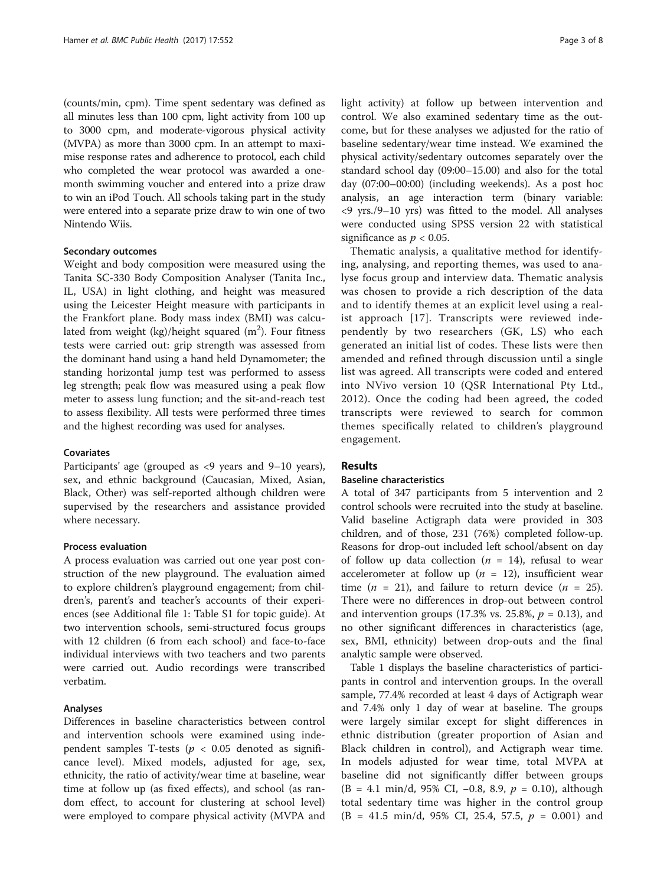(counts/min, cpm). Time spent sedentary was defined as all minutes less than 100 cpm, light activity from 100 up to 3000 cpm, and moderate-vigorous physical activity (MVPA) as more than 3000 cpm. In an attempt to maximise response rates and adherence to protocol, each child who completed the wear protocol was awarded a one-month swimming voucher and entered into a prize draw to win an iPod Touch. All schools taking part in the study were entered into a separate prize draw to win one of two Nintendo Wiis.

### Secondary outcomes

Weight and body composition were measured using the Tanita SC-330 Body Composition Analyser (Tanita Inc., IL, USA) in light clothing, and height was measured using the Leicester Height measure with participants in the Frankfort plane. Body mass index (BMI) was calculated from weight (kg)/height squared ($m^2$). Four fitness tests were carried out: grip strength was assessed from the dominant hand using a hand held Dynamometer; the standing horizontal jump test was performed to assess leg strength; peak flow was measured using a peak flow meter to assess lung function; and the sit-and-reach test to assess flexibility. All tests were performed three times and the highest recording was used for analyses.

### Covariates

Participants' age (grouped as <9 years and 9–10 years), sex, and ethnic background (Caucasian, Mixed, Asian, Black, Other) was self-reported although children were supervised by the researchers and assistance provided where necessary.

### Process evaluation

A process evaluation was carried out one year post construction of the new playground. The evaluation aimed to explore children's playground engagement; from children's, parent's and teacher's accounts of their experiences (see Additional file 1: Table S1 for topic guide). At two intervention schools, semi-structured focus groups with 12 children (6 from each school) and face-to-face individual interviews with two teachers and two parents were carried out. Audio recordings were transcribed verbatim.

### Analyses

Differences in baseline characteristics between control and intervention schools were examined using independent samples T-tests ($p < 0.05$ denoted as significance level). Mixed models, adjusted for age, sex, ethnicity, the ratio of activity/wear time at baseline, wear time at follow up (as fixed effects), and school (as random effect, to account for clustering at school level) were employed to compare physical activity (MVPA and light activity) at follow up between intervention and control. We also examined sedentary time as the outcome, but for these analyses we adjusted for the ratio of baseline sedentary/wear time instead. We examined the physical activity/sedentary outcomes separately over the standard school day (09:00–15.00) and also for the total day (07:00–00:00) (including weekends). As a post hoc analysis, an age interaction term (binary variable: <9 yrs./9–10 yrs) was fitted to the model. All analyses were conducted using SPSS version 22 with statistical significance as $p < 0.05$.

Thematic analysis, a qualitative method for identifying, analysing, and reporting themes, was used to analyse focus group and interview data. Thematic analysis was chosen to provide a rich description of the data and to identify themes at an explicit level using a realist approach [17]. Transcripts were reviewed independently by two researchers (GK, LS) who each generated an initial list of codes. These lists were then amended and refined through discussion until a single list was agreed. All transcripts were coded and entered into NVivo version 10 (QSR International Pty Ltd., 2012). Once the coding had been agreed, the coded transcripts were reviewed to search for common themes specifically related to children's playground engagement.

## Results

### Baseline characteristics

A total of 347 participants from 5 intervention and 2 control schools were recruited into the study at baseline. Valid baseline Actigraph data were provided in 303 children, and of those, 231 (76%) completed follow-up. Reasons for drop-out included left school/absent on day of follow up data collection ($n = 14$), refusal to wear accelerometer at follow up ($n = 12$), insufficient wear time ($n = 21$), and failure to return device ($n = 25$). There were no differences in drop-out between control and intervention groups (17.3% vs. 25.8%, $p = 0.13$), and no other significant differences in characteristics (age, sex, BMI, ethnicity) between drop-outs and the final analytic sample were observed.

Table 1 displays the baseline characteristics of participants in control and intervention groups. In the overall sample, 77.4% recorded at least 4 days of Actigraph wear and 7.4% only 1 day of wear at baseline. The groups were largely similar except for slight differences in ethnic distribution (greater proportion of Asian and Black children in control), and Actigraph wear time. In models adjusted for wear time, total MVPA at baseline did not significantly differ between groups (B = 4.1 min/d, 95% CI, −0.8, 8.9, $p = 0.10$), although total sedentary time was higher in the control group (B = 41.5 min/d, 95% CI, 25.4, 57.5, $p = 0.001$) and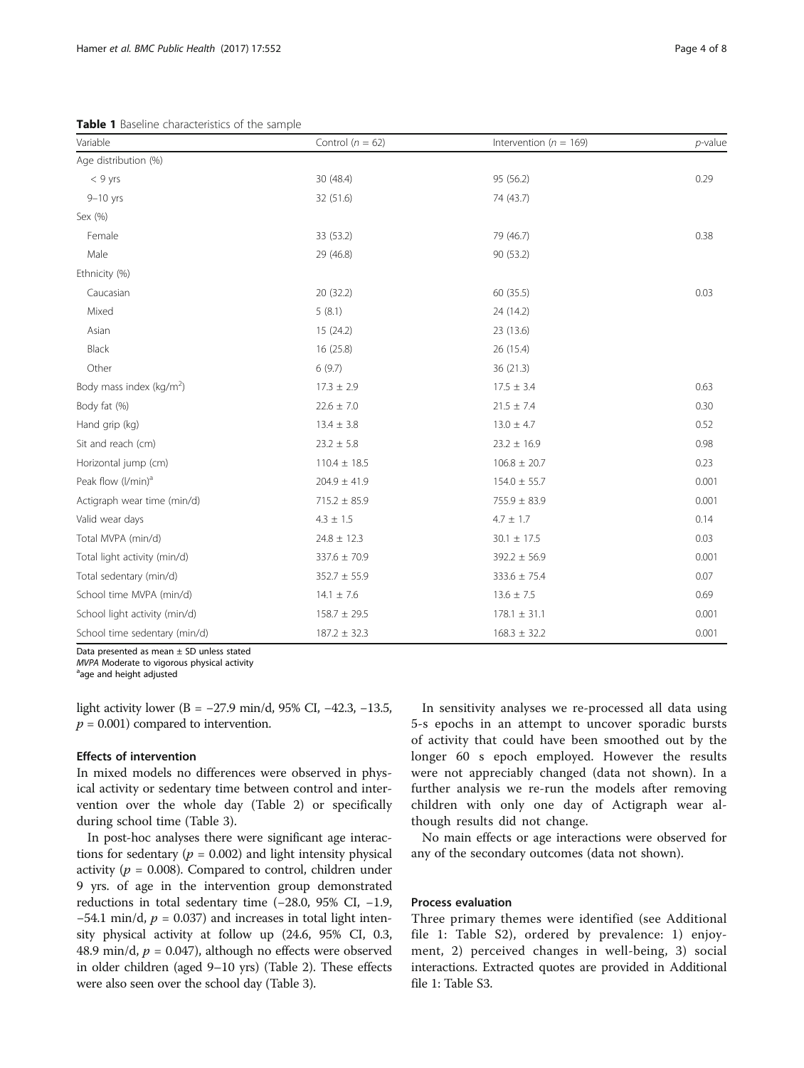**Table 1** Baseline characteristics of the sample

| Variable | Control ($n$ = 62) | Intervention ($n$ = 169) | $p$-value |
|---|---|---|---|
| Age distribution (%) | | | |
| < 9 yrs | 30 (48.4) | 95 (56.2) | 0.29 |
| 9–10 yrs | 32 (51.6) | 74 (43.7) | |
| Sex (%) | | | |
| Female | 33 (53.2) | 79 (46.7) | 0.38 |
| Male | 29 (46.8) | 90 (53.2) | |
| Ethnicity (%) | | | |
| Caucasian | 20 (32.2) | 60 (35.5) | 0.03 |
| Mixed | 5 (8.1) | 24 (14.2) | |
| Asian | 15 (24.2) | 23 (13.6) | |
| Black | 16 (25.8) | 26 (15.4) | |
| Other | 6 (9.7) | 36 (21.3) | |
| Body mass index (kg/m$^2$) | 17.3 ± 2.9 | 17.5 ± 3.4 | 0.63 |
| Body fat (%) | 22.6 ± 7.0 | 21.5 ± 7.4 | 0.30 |
| Hand grip (kg) | 13.4 ± 3.8 | 13.0 ± 4.7 | 0.52 |
| Sit and reach (cm) | 23.2 ± 5.8 | 23.2 ± 16.9 | 0.98 |
| Horizontal jump (cm) | 110.4 ± 18.5 | 106.8 ± 20.7 | 0.23 |
| Peak flow (l/min)[a] | 204.9 ± 41.9 | 154.0 ± 55.7 | 0.001 |
| Actigraph wear time (min/d) | 715.2 ± 85.9 | 755.9 ± 83.9 | 0.001 |
| Valid wear days | 4.3 ± 1.5 | 4.7 ± 1.7 | 0.14 |
| Total MVPA (min/d) | 24.8 ± 12.3 | 30.1 ± 17.5 | 0.03 |
| Total light activity (min/d) | 337.6 ± 70.9 | 392.2 ± 56.9 | 0.001 |
| Total sedentary (min/d) | 352.7 ± 55.9 | 333.6 ± 75.4 | 0.07 |
| School time MVPA (min/d) | 14.1 ± 7.6 | 13.6 ± 7.5 | 0.69 |
| School light activity (min/d) | 158.7 ± 29.5 | 178.1 ± 31.1 | 0.001 |
| School time sedentary (min/d) | 187.2 ± 32.3 | 168.3 ± 32.2 | 0.001 |

Data presented as mean ± SD unless stated
*MVPA* Moderate to vigorous physical activity
[a]age and height adjusted

light activity lower (B = −27.9 min/d, 95% CI, −42.3, −13.5, $p$ = 0.001) compared to intervention.

### Effects of intervention

In mixed models no differences were observed in physical activity or sedentary time between control and intervention over the whole day (Table 2) or specifically during school time (Table 3).

In post-hoc analyses there were significant age interactions for sedentary ($p$ = 0.002) and light intensity physical activity ($p$ = 0.008). Compared to control, children under 9 yrs. of age in the intervention group demonstrated reductions in total sedentary time (−28.0, 95% CI, −1.9, −54.1 min/d, $p$ = 0.037) and increases in total light intensity physical activity at follow up (24.6, 95% CI, 0.3, 48.9 min/d, $p$ = 0.047), although no effects were observed in older children (aged 9–10 yrs) (Table 2). These effects were also seen over the school day (Table 3).

In sensitivity analyses we re-processed all data using 5-s epochs in an attempt to uncover sporadic bursts of activity that could have been smoothed out by the longer 60 s epoch employed. However the results were not appreciably changed (data not shown). In a further analysis we re-run the models after removing children with only one day of Actigraph wear although results did not change.

No main effects or age interactions were observed for any of the secondary outcomes (data not shown).

### Process evaluation

Three primary themes were identified (see Additional file 1: Table S2), ordered by prevalence: 1) enjoyment, 2) perceived changes in well-being, 3) social interactions. Extracted quotes are provided in Additional file 1: Table S3.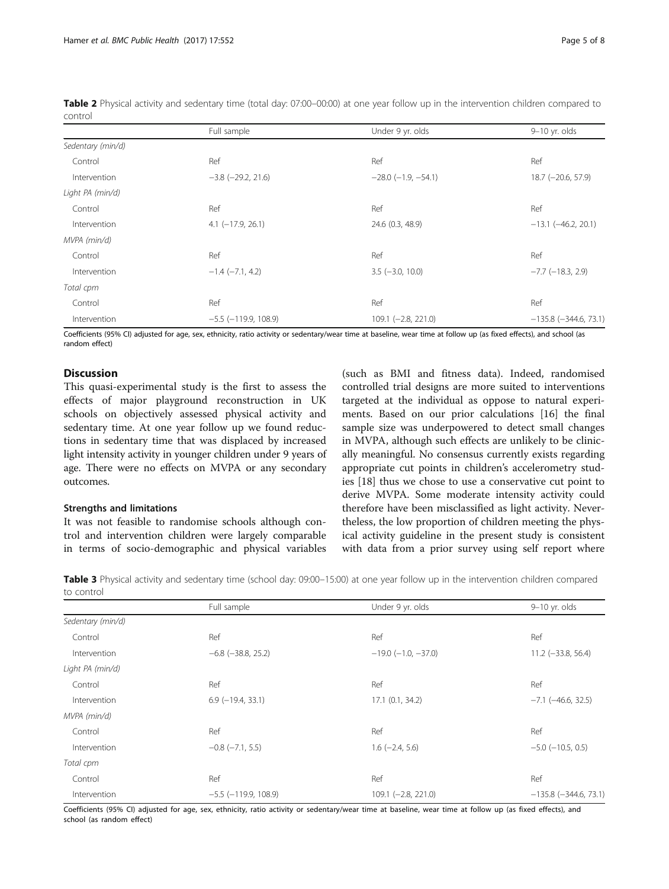**Table 2** Physical activity and sedentary time (total day: 07:00–00:00) at one year follow up in the intervention children compared to control

| | Full sample | Under 9 yr. olds | 9–10 yr. olds |
|---|---|---|---|
| *Sedentary (min/d)* | | | |
| Control | Ref | Ref | Ref |
| Intervention | −3.8 (−29.2, 21.6) | −28.0 (−1.9, −54.1) | 18.7 (−20.6, 57.9) |
| *Light PA (min/d)* | | | |
| Control | Ref | Ref | Ref |
| Intervention | 4.1 (−17.9, 26.1) | 24.6 (0.3, 48.9) | −13.1 (−46.2, 20.1) |
| *MVPA (min/d)* | | | |
| Control | Ref | Ref | Ref |
| Intervention | −1.4 (−7.1, 4.2) | 3.5 (−3.0, 10.0) | −7.7 (−18.3, 2.9) |
| *Total cpm* | | | |
| Control | Ref | Ref | Ref |
| Intervention | −5.5 (−119.9, 108.9) | 109.1 (−2.8, 221.0) | −135.8 (−344.6, 73.1) |

Coefficients (95% CI) adjusted for age, sex, ethnicity, ratio activity or sedentary/wear time at baseline, wear time at follow up (as fixed effects), and school (as random effect)

## Discussion

This quasi-experimental study is the first to assess the effects of major playground reconstruction in UK schools on objectively assessed physical activity and sedentary time. At one year follow up we found reductions in sedentary time that was displaced by increased light intensity activity in younger children under 9 years of age. There were no effects on MVPA or any secondary outcomes.

### Strengths and limitations

It was not feasible to randomise schools although control and intervention children were largely comparable in terms of socio-demographic and physical variables (such as BMI and fitness data). Indeed, randomised controlled trial designs are more suited to interventions targeted at the individual as oppose to natural experiments. Based on our prior calculations [16] the final sample size was underpowered to detect small changes in MVPA, although such effects are unlikely to be clinically meaningful. No consensus currently exists regarding appropriate cut points in children's accelerometry studies [18] thus we chose to use a conservative cut point to derive MVPA. Some moderate intensity activity could therefore have been misclassified as light activity. Nevertheless, the low proportion of children meeting the physical activity guideline in the present study is consistent with data from a prior survey using self report where

**Table 3** Physical activity and sedentary time (school day: 09:00–15:00) at one year follow up in the intervention children compared to control

| | Full sample | Under 9 yr. olds | 9–10 yr. olds |
|---|---|---|---|
| *Sedentary (min/d)* | | | |
| Control | Ref | Ref | Ref |
| Intervention | −6.8 (−38.8, 25.2) | −19.0 (−1.0, −37.0) | 11.2 (−33.8, 56.4) |
| *Light PA (min/d)* | | | |
| Control | Ref | Ref | Ref |
| Intervention | 6.9 (−19.4, 33.1) | 17.1 (0.1, 34.2) | −7.1 (−46.6, 32.5) |
| *MVPA (min/d)* | | | |
| Control | Ref | Ref | Ref |
| Intervention | −0.8 (−7.1, 5.5) | 1.6 (−2.4, 5.6) | −5.0 (−10.5, 0.5) |
| *Total cpm* | | | |
| Control | Ref | Ref | Ref |
| Intervention | −5.5 (−119.9, 108.9) | 109.1 (−2.8, 221.0) | −135.8 (−344.6, 73.1) |

Coefficients (95% CI) adjusted for age, sex, ethnicity, ratio activity or sedentary/wear time at baseline, wear time at follow up (as fixed effects), and school (as random effect)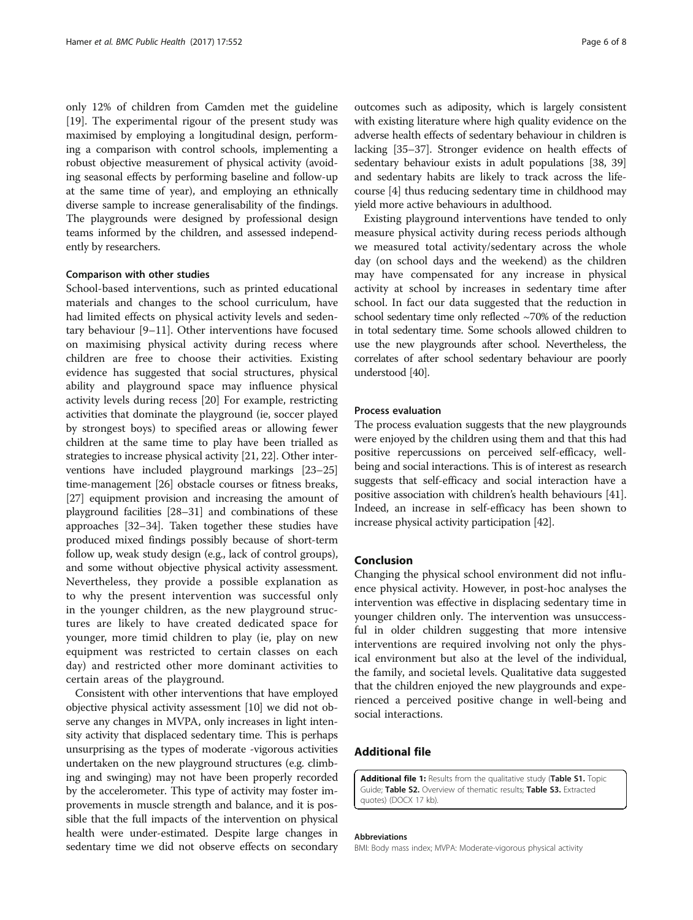only 12% of children from Camden met the guideline [19]. The experimental rigour of the present study was maximised by employing a longitudinal design, performing a comparison with control schools, implementing a robust objective measurement of physical activity (avoiding seasonal effects by performing baseline and follow-up at the same time of year), and employing an ethnically diverse sample to increase generalisability of the findings. The playgrounds were designed by professional design teams informed by the children, and assessed independently by researchers.

### Comparison with other studies

School-based interventions, such as printed educational materials and changes to the school curriculum, have had limited effects on physical activity levels and sedentary behaviour [9–11]. Other interventions have focused on maximising physical activity during recess where children are free to choose their activities. Existing evidence has suggested that social structures, physical ability and playground space may influence physical activity levels during recess [20] For example, restricting activities that dominate the playground (ie, soccer played by strongest boys) to specified areas or allowing fewer children at the same time to play have been trialled as strategies to increase physical activity [21, 22]. Other interventions have included playground markings [23–25] time-management [26] obstacle courses or fitness breaks, [27] equipment provision and increasing the amount of playground facilities [28–31] and combinations of these approaches [32–34]. Taken together these studies have produced mixed findings possibly because of short-term follow up, weak study design (e.g., lack of control groups), and some without objective physical activity assessment. Nevertheless, they provide a possible explanation as to why the present intervention was successful only in the younger children, as the new playground structures are likely to have created dedicated space for younger, more timid children to play (ie, play on new equipment was restricted to certain classes on each day) and restricted other more dominant activities to certain areas of the playground.

Consistent with other interventions that have employed objective physical activity assessment [10] we did not observe any changes in MVPA, only increases in light intensity activity that displaced sedentary time. This is perhaps unsurprising as the types of moderate -vigorous activities undertaken on the new playground structures (e.g. climbing and swinging) may not have been properly recorded by the accelerometer. This type of activity may foster improvements in muscle strength and balance, and it is possible that the full impacts of the intervention on physical health were under-estimated. Despite large changes in sedentary time we did not observe effects on secondary outcomes such as adiposity, which is largely consistent with existing literature where high quality evidence on the adverse health effects of sedentary behaviour in children is lacking [35–37]. Stronger evidence on health effects of sedentary behaviour exists in adult populations [38, 39] and sedentary habits are likely to track across the life-course [4] thus reducing sedentary time in childhood may yield more active behaviours in adulthood.

Existing playground interventions have tended to only measure physical activity during recess periods although we measured total activity/sedentary across the whole day (on school days and the weekend) as the children may have compensated for any increase in physical activity at school by increases in sedentary time after school. In fact our data suggested that the reduction in school sedentary time only reflected ~70% of the reduction in total sedentary time. Some schools allowed children to use the new playgrounds after school. Nevertheless, the correlates of after school sedentary behaviour are poorly understood [40].

### Process evaluation

The process evaluation suggests that the new playgrounds were enjoyed by the children using them and that this had positive repercussions on perceived self-efficacy, well-being and social interactions. This is of interest as research suggests that self-efficacy and social interaction have a positive association with children's health behaviours [41]. Indeed, an increase in self-efficacy has been shown to increase physical activity participation [42].

## Conclusion

Changing the physical school environment did not influence physical activity. However, in post-hoc analyses the intervention was effective in displacing sedentary time in younger children only. The intervention was unsuccessful in older children suggesting that more intensive interventions are required involving not only the physical environment but also at the level of the individual, the family, and societal levels. Qualitative data suggested that the children enjoyed the new playgrounds and experienced a perceived positive change in well-being and social interactions.

## Additional file

**Additional file 1:** Results from the qualitative study (**Table S1.** Topic Guide; **Table S2.** Overview of thematic results; **Table S3.** Extracted quotes) (DOCX 17 kb).

#### Abbreviations

BMI: Body mass index; MVPA: Moderate-vigorous physical activity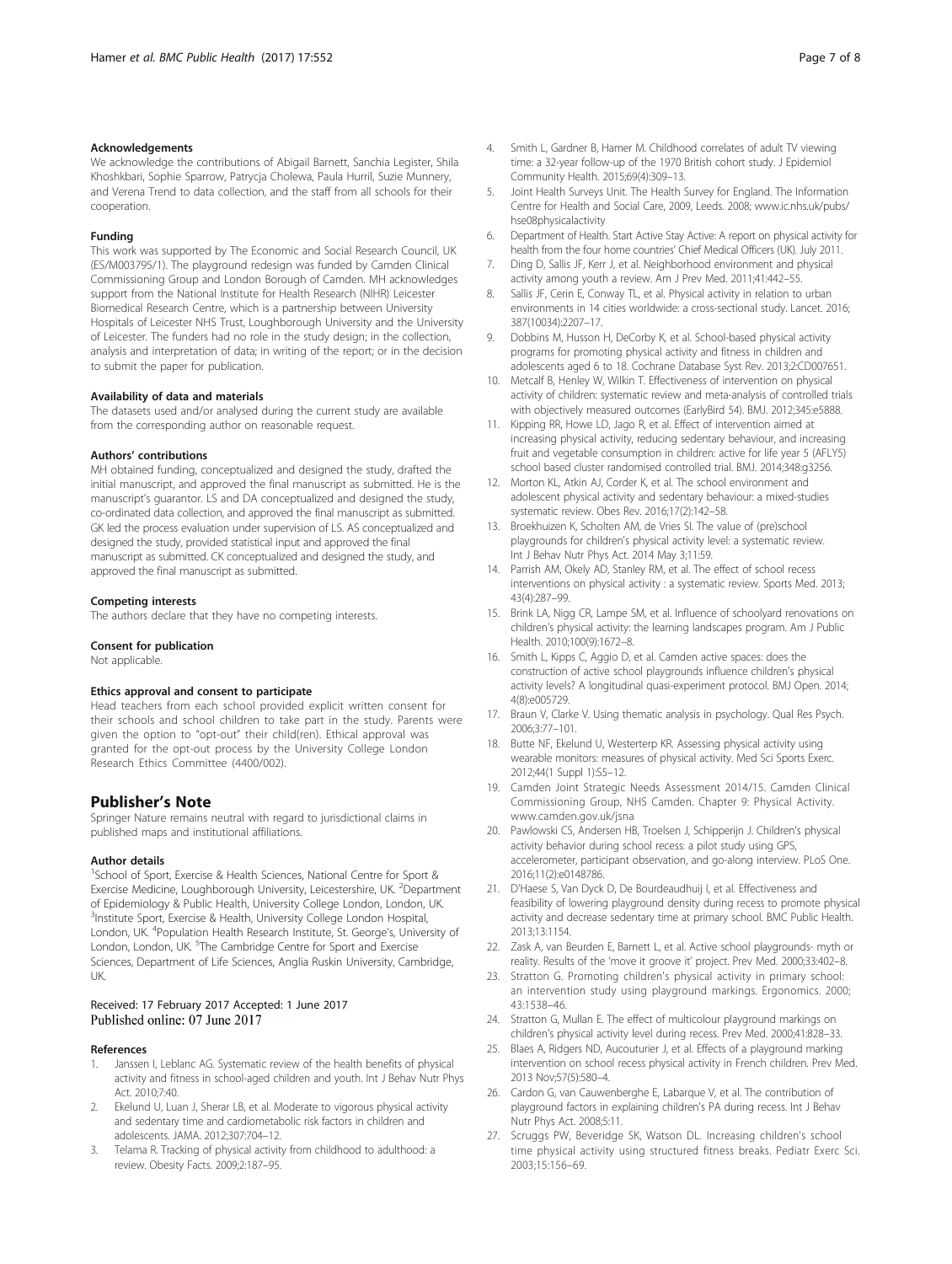#### Acknowledgements

We acknowledge the contributions of Abigail Barnett, Sanchia Legister, Shila Khoshkbari, Sophie Sparrow, Patrycja Cholewa, Paula Hurril, Suzie Munnery, and Verena Trend to data collection, and the staff from all schools for their cooperation.

#### Funding

This work was supported by The Economic and Social Research Council, UK (ES/M003795/1). The playground redesign was funded by Camden Clinical Commissioning Group and London Borough of Camden. MH acknowledges support from the National Institute for Health Research (NIHR) Leicester Biomedical Research Centre, which is a partnership between University Hospitals of Leicester NHS Trust, Loughborough University and the University of Leicester. The funders had no role in the study design; in the collection, analysis and interpretation of data; in writing of the report; or in the decision to submit the paper for publication.

#### Availability of data and materials

The datasets used and/or analysed during the current study are available from the corresponding author on reasonable request.

#### Authors' contributions

MH obtained funding, conceptualized and designed the study, drafted the initial manuscript, and approved the final manuscript as submitted. He is the manuscript's guarantor. LS and DA conceptualized and designed the study, co-ordinated data collection, and approved the final manuscript as submitted. GK led the process evaluation under supervision of LS. AS conceptualized and designed the study, provided statistical input and approved the final manuscript as submitted. CK conceptualized and designed the study, and approved the final manuscript as submitted.

#### Competing interests

The authors declare that they have no competing interests.

#### Consent for publication

Not applicable.

#### Ethics approval and consent to participate

Head teachers from each school provided explicit written consent for their schools and school children to take part in the study. Parents were given the option to "opt-out" their child(ren). Ethical approval was granted for the opt-out process by the University College London Research Ethics Committee (4400/002).

## Publisher's Note

Springer Nature remains neutral with regard to jurisdictional claims in published maps and institutional affiliations.

#### Author details

[1]School of Sport, Exercise & Health Sciences, National Centre for Sport & Exercise Medicine, Loughborough University, Leicestershire, UK. [2]Department of Epidemiology & Public Health, University College London, London, UK. [3]Institute Sport, Exercise & Health, University College London Hospital, London, UK. [4]Population Health Research Institute, St. George's, University of London, London, UK. [5]The Cambridge Centre for Sport and Exercise Sciences, Department of Life Sciences, Anglia Ruskin University, Cambridge, UK.

Received: 17 February 2017 Accepted: 1 June 2017
Published online: 07 June 2017

#### References

1. Janssen I, Leblanc AG. Systematic review of the health benefits of physical activity and fitness in school-aged children and youth. Int J Behav Nutr Phys Act. 2010;7:40.
2. Ekelund U, Luan J, Sherar LB, et al. Moderate to vigorous physical activity and sedentary time and cardiometabolic risk factors in children and adolescents. JAMA. 2012;307:704–12.
3. Telama R. Tracking of physical activity from childhood to adulthood: a review. Obesity Facts. 2009;2:187–95.
4. Smith L, Gardner B, Hamer M. Childhood correlates of adult TV viewing time: a 32-year follow-up of the 1970 British cohort study. J Epidemiol Community Health. 2015;69(4):309–13.
5. Joint Health Surveys Unit. The Health Survey for England. The Information Centre for Health and Social Care, 2009, Leeds. 2008; www.ic.nhs.uk/pubs/hse08physicalactivity
6. Department of Health. Start Active Stay Active: A report on physical activity for health from the four home countries' Chief Medical Officers (UK). July 2011.
7. Ding D, Sallis JF, Kerr J, et al. Neighborhood environment and physical activity among youth a review. Am J Prev Med. 2011;41:442–55.
8. Sallis JF, Cerin E, Conway TL, et al. Physical activity in relation to urban environments in 14 cities worldwide: a cross-sectional study. Lancet. 2016; 387(10034):2207–17.
9. Dobbins M, Husson H, DeCorby K, et al. School-based physical activity programs for promoting physical activity and fitness in children and adolescents aged 6 to 18. Cochrane Database Syst Rev. 2013;2:CD007651.
10. Metcalf B, Henley W, Wilkin T. Effectiveness of intervention on physical activity of children: systematic review and meta-analysis of controlled trials with objectively measured outcomes (EarlyBird 54). BMJ. 2012;345:e5888.
11. Kipping RR, Howe LD, Jago R, et al. Effect of intervention aimed at increasing physical activity, reducing sedentary behaviour, and increasing fruit and vegetable consumption in children: active for life year 5 (AFLY5) school based cluster randomised controlled trial. BMJ. 2014;348:g3256.
12. Morton KL, Atkin AJ, Corder K, et al. The school environment and adolescent physical activity and sedentary behaviour: a mixed-studies systematic review. Obes Rev. 2016;17(2):142–58.
13. Broekhuizen K, Scholten AM, de Vries SI. The value of (pre)school playgrounds for children's physical activity level: a systematic review. Int J Behav Nutr Phys Act. 2014 May 3;11:59.
14. Parrish AM, Okely AD, Stanley RM, et al. The effect of school recess interventions on physical activity : a systematic review. Sports Med. 2013; 43(4):287–99.
15. Brink LA, Nigg CR, Lampe SM, et al. Influence of schoolyard renovations on children's physical activity: the learning landscapes program. Am J Public Health. 2010;100(9):1672–8.
16. Smith L, Kipps C, Aggio D, et al. Camden active spaces: does the construction of active school playgrounds influence children's physical activity levels? A longitudinal quasi-experiment protocol. BMJ Open. 2014; 4(8):e005729.
17. Braun V, Clarke V. Using thematic analysis in psychology. Qual Res Psych. 2006;3:77–101.
18. Butte NF, Ekelund U, Westerterp KR. Assessing physical activity using wearable monitors: measures of physical activity. Med Sci Sports Exerc. 2012;44(1 Suppl 1):S5–12.
19. Camden Joint Strategic Needs Assessment 2014/15. Camden Clinical Commissioning Group, NHS Camden. Chapter 9: Physical Activity. www.camden.gov.uk/jsna
20. Pawlowski CS, Andersen HB, Troelsen J, Schipperijn J. Children's physical activity behavior during school recess: a pilot study using GPS, accelerometer, participant observation, and go-along interview. PLoS One. 2016;11(2):e0148786.
21. D'Haese S, Van Dyck D, De Bourdeaudhuij I, et al. Effectiveness and feasibility of lowering playground density during recess to promote physical activity and decrease sedentary time at primary school. BMC Public Health. 2013;13:1154.
22. Zask A, van Beurden E, Barnett L, et al. Active school playgrounds- myth or reality. Results of the 'move it groove it' project. Prev Med. 2000;33:402–8.
23. Stratton G. Promoting children's physical activity in primary school: an intervention study using playground markings. Ergonomics. 2000; 43:1538–46.
24. Stratton G, Mullan E. The effect of multicolour playground markings on children's physical activity level during recess. Prev Med. 2000;41:828–33.
25. Blaes A, Ridgers ND, Aucouturier J, et al. Effects of a playground marking intervention on school recess physical activity in French children. Prev Med. 2013 Nov;57(5):580–4.
26. Cardon G, van Cauwenberghe E, Labarque V, et al. The contribution of playground factors in explaining children's PA during recess. Int J Behav Nutr Phys Act. 2008;5:11.
27. Scruggs PW, Beveridge SK, Watson DL. Increasing children's school time physical activity using structured fitness breaks. Pediatr Exerc Sci. 2003;15:156–69.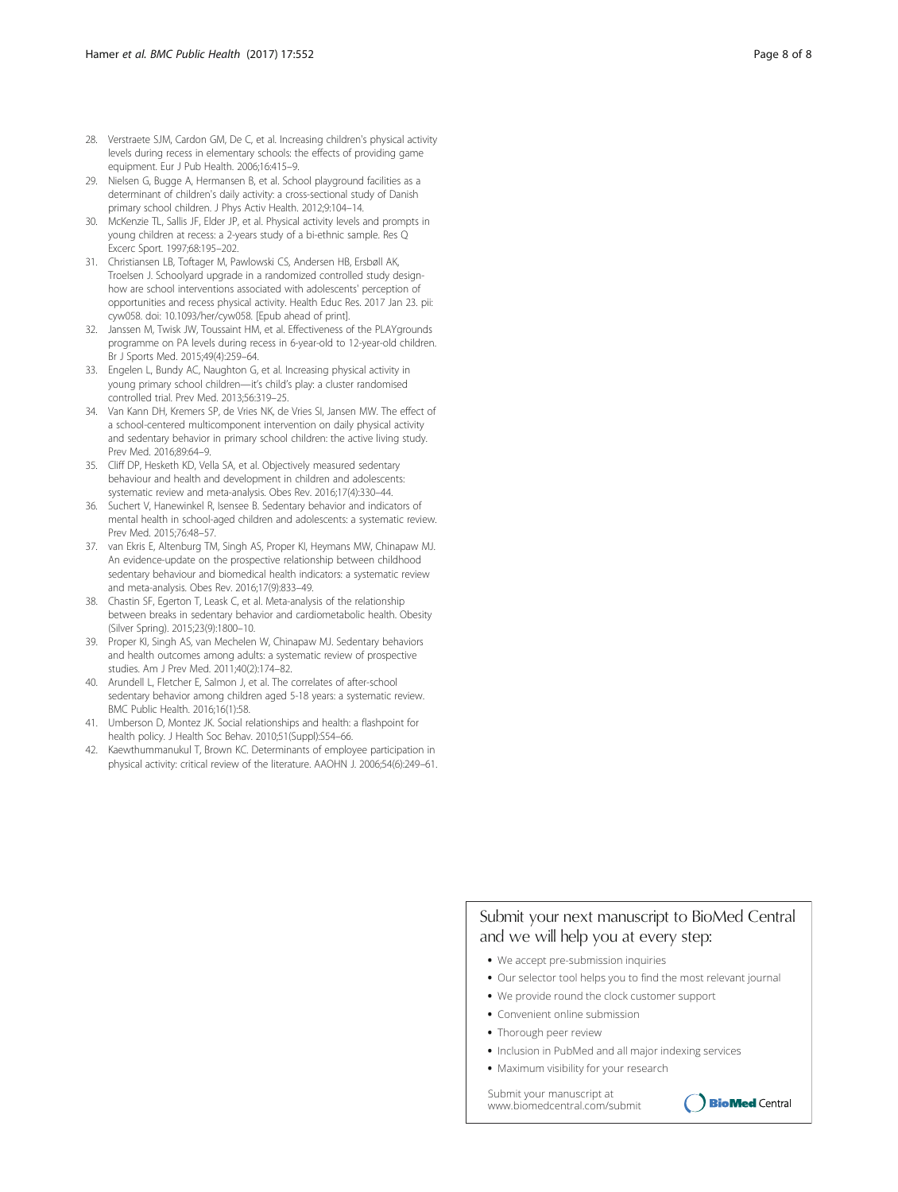28. Verstraete SJM, Cardon GM, De C, et al. Increasing children's physical activity levels during recess in elementary schools: the effects of providing game equipment. Eur J Pub Health. 2006;16:415–9.
29. Nielsen G, Bugge A, Hermansen B, et al. School playground facilities as a determinant of children's daily activity: a cross-sectional study of Danish primary school children. J Phys Activ Health. 2012;9:104–14.
30. McKenzie TL, Sallis JF, Elder JP, et al. Physical activity levels and prompts in young children at recess: a 2-years study of a bi-ethnic sample. Res Q Excerc Sport. 1997;68:195–202.
31. Christiansen LB, Toftager M, Pawlowski CS, Andersen HB, Ersbøll AK, Troelsen J. Schoolyard upgrade in a randomized controlled study design-how are school interventions associated with adolescents' perception of opportunities and recess physical activity. Health Educ Res. 2017 Jan 23. pii: cyw058. doi: 10.1093/her/cyw058. [Epub ahead of print].
32. Janssen M, Twisk JW, Toussaint HM, et al. Effectiveness of the PLAYgrounds programme on PA levels during recess in 6-year-old to 12-year-old children. Br J Sports Med. 2015;49(4):259–64.
33. Engelen L, Bundy AC, Naughton G, et al. Increasing physical activity in young primary school children—it's child's play: a cluster randomised controlled trial. Prev Med. 2013;56:319–25.
34. Van Kann DH, Kremers SP, de Vries NK, de Vries SI, Jansen MW. The effect of a school-centered multicomponent intervention on daily physical activity and sedentary behavior in primary school children: the active living study. Prev Med. 2016;89:64–9.
35. Cliff DP, Hesketh KD, Vella SA, et al. Objectively measured sedentary behaviour and health and development in children and adolescents: systematic review and meta-analysis. Obes Rev. 2016;17(4):330–44.
36. Suchert V, Hanewinkel R, Isensee B. Sedentary behavior and indicators of mental health in school-aged children and adolescents: a systematic review. Prev Med. 2015;76:48–57.
37. van Ekris E, Altenburg TM, Singh AS, Proper KI, Heymans MW, Chinapaw MJ. An evidence-update on the prospective relationship between childhood sedentary behaviour and biomedical health indicators: a systematic review and meta-analysis. Obes Rev. 2016;17(9):833–49.
38. Chastin SF, Egerton T, Leask C, et al. Meta-analysis of the relationship between breaks in sedentary behavior and cardiometabolic health. Obesity (Silver Spring). 2015;23(9):1800–10.
39. Proper KI, Singh AS, van Mechelen W, Chinapaw MJ. Sedentary behaviors and health outcomes among adults: a systematic review of prospective studies. Am J Prev Med. 2011;40(2):174–82.
40. Arundell L, Fletcher E, Salmon J, et al. The correlates of after-school sedentary behavior among children aged 5-18 years: a systematic review. BMC Public Health. 2016;16(1):58.
41. Umberson D, Montez JK. Social relationships and health: a flashpoint for health policy. J Health Soc Behav. 2010;51(Suppl):S54–66.
42. Kaewthummanukul T, Brown KC. Determinants of employee participation in physical activity: critical review of the literature. AAOHN J. 2006;54(6):249–61.

Submit your next manuscript to BioMed Central and we will help you at every step:

- We accept pre-submission inquiries
- Our selector tool helps you to find the most relevant journal
- We provide round the clock customer support
- Convenient online submission
- Thorough peer review
- Inclusion in PubMed and all major indexing services
- Maximum visibility for your research

Submit your manuscript at
www.biomedcentral.com/submit

BioMed Central